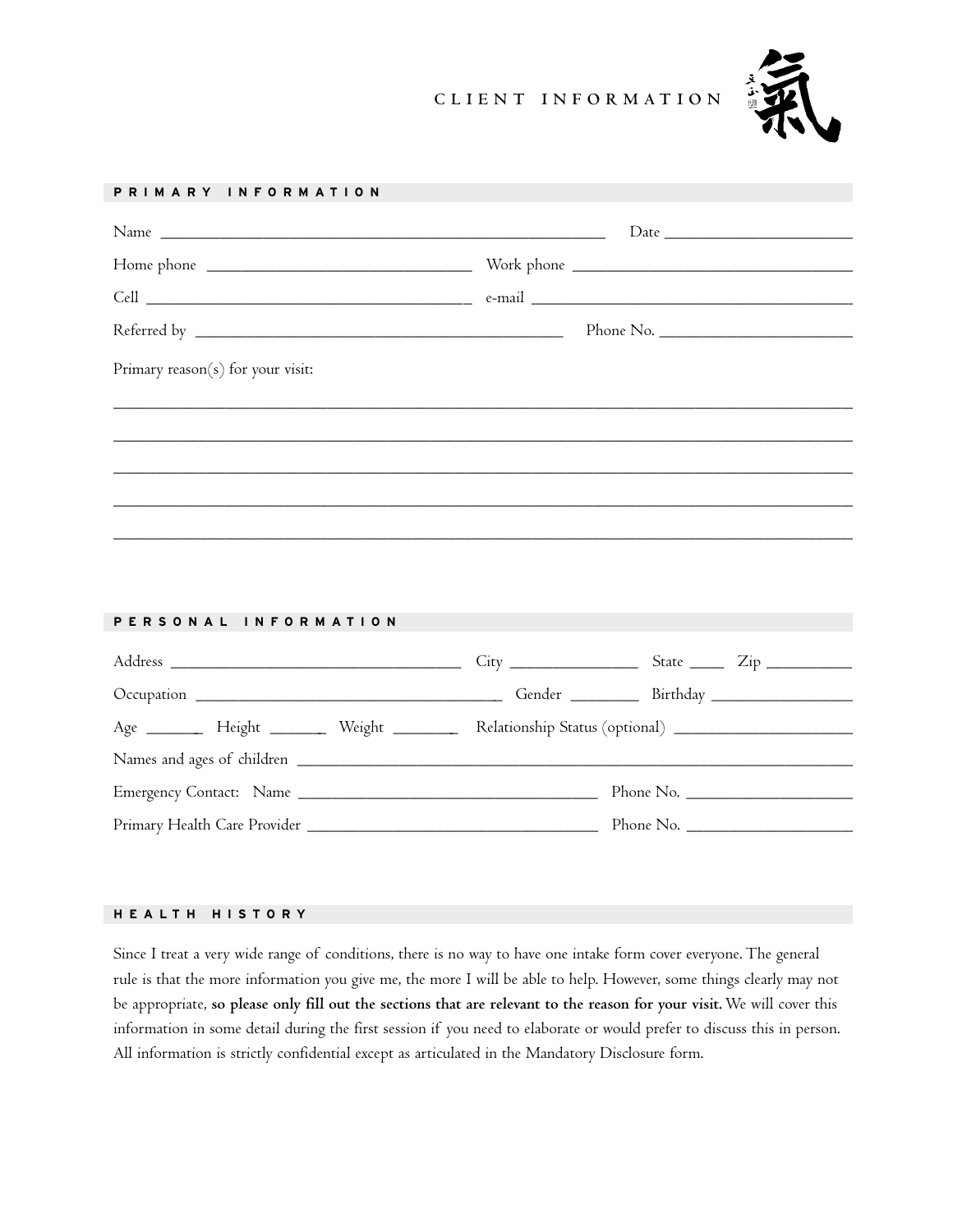# CLIENT INFORMATION 氣

## PRIMARY INFORMATION

Name _______________________________________________ Date ____________________

Home phone ___________________________ Work phone ______________________________

Cell ___________________________________ e-mail ___________________________________

Referred by ______________________________________ Phone No. _____________________

Primary reason(s) for your visit:

_______________________________________________________________________________

_______________________________________________________________________________

_______________________________________________________________________________

_______________________________________________________________________________

_______________________________________________________________________________

## PERSONAL INFORMATION

Address ________________________________ City ______________ State ____ Zip _________

Occupation __________________________________ Gender ________ Birthday ________________

Age _______ Height _______ Weight ________ Relationship Status (optional) ____________________

Names and ages of children ________________________________________________________________

Emergency Contact: Name _________________________________ Phone No. __________________

Primary Health Care Provider _________________________________ Phone No. __________________

## HEALTH HISTORY

Since I treat a very wide range of conditions, there is no way to have one intake form cover everyone. The general rule is that the more information you give me, the more I will be able to help. However, some things clearly may not be appropriate, **so please only fill out the sections that are relevant to the reason for your visit.** We will cover this information in some detail during the first session if you need to elaborate or would prefer to discuss this in person. All information is strictly confidential except as articulated in the Mandatory Disclosure form.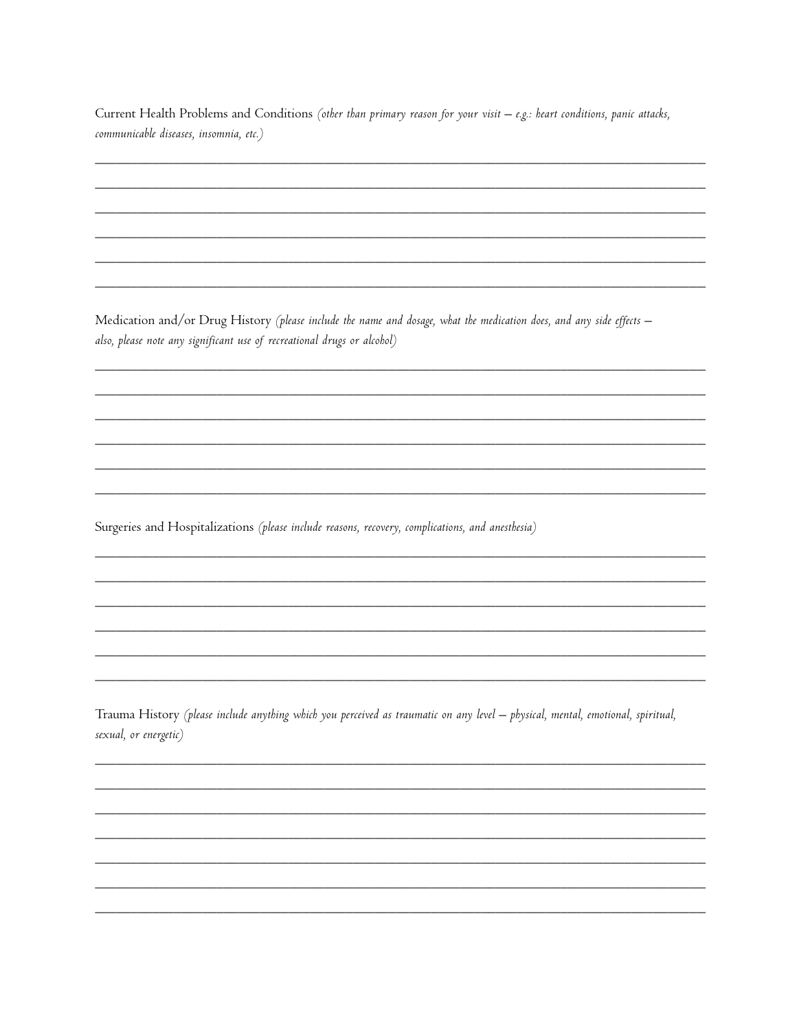Current Health Problems and Conditions *(other than primary reason for your visit – e.g.: heart conditions, panic attacks, communicable diseases, insomnia, etc.)*

________________________________________________________________________________

________________________________________________________________________________

________________________________________________________________________________

________________________________________________________________________________

________________________________________________________________________________

________________________________________________________________________________

Medication and/or Drug History *(please include the name and dosage, what the medication does, and any side effects – also, please note any significant use of recreational drugs or alcohol)*

________________________________________________________________________________

________________________________________________________________________________

________________________________________________________________________________

________________________________________________________________________________

________________________________________________________________________________

________________________________________________________________________________

Surgeries and Hospitalizations *(please include reasons, recovery, complications, and anesthesia)*

________________________________________________________________________________

________________________________________________________________________________

________________________________________________________________________________

________________________________________________________________________________

________________________________________________________________________________

________________________________________________________________________________

Trauma History *(please include anything which you perceived as traumatic on any level – physical, mental, emotional, spiritual, sexual, or energetic)*

________________________________________________________________________________

________________________________________________________________________________

________________________________________________________________________________

________________________________________________________________________________

________________________________________________________________________________

________________________________________________________________________________

________________________________________________________________________________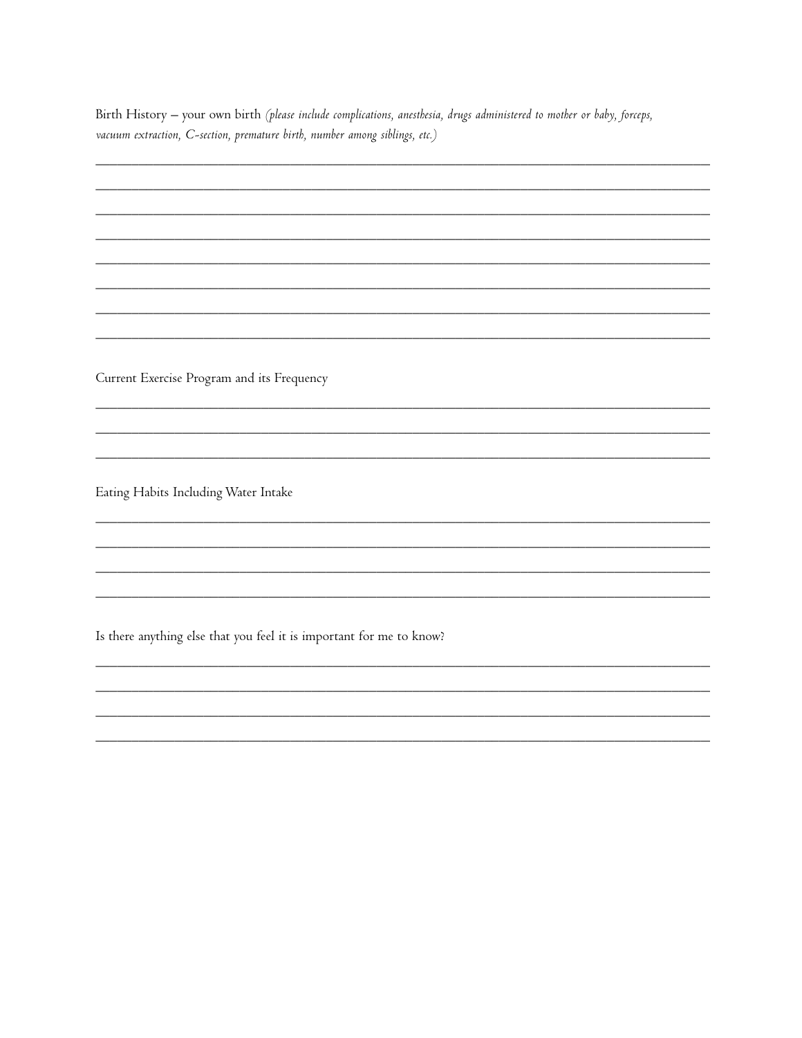Birth History – your own birth *(please include complications, anesthesia, drugs administered to mother or baby, forceps, vacuum extraction, C-section, premature birth, number among siblings, etc.)*

\_\_\_\_\_\_\_\_\_\_\_\_\_\_\_\_\_\_\_\_\_\_\_\_\_\_\_\_\_\_\_\_\_\_\_\_\_\_\_\_\_\_\_\_\_\_\_\_\_\_\_\_\_\_\_\_\_\_\_\_\_\_\_\_\_\_\_\_\_\_\_\_\_\_\_\_\_\_

\_\_\_\_\_\_\_\_\_\_\_\_\_\_\_\_\_\_\_\_\_\_\_\_\_\_\_\_\_\_\_\_\_\_\_\_\_\_\_\_\_\_\_\_\_\_\_\_\_\_\_\_\_\_\_\_\_\_\_\_\_\_\_\_\_\_\_\_\_\_\_\_\_\_\_\_\_\_

\_\_\_\_\_\_\_\_\_\_\_\_\_\_\_\_\_\_\_\_\_\_\_\_\_\_\_\_\_\_\_\_\_\_\_\_\_\_\_\_\_\_\_\_\_\_\_\_\_\_\_\_\_\_\_\_\_\_\_\_\_\_\_\_\_\_\_\_\_\_\_\_\_\_\_\_\_\_

\_\_\_\_\_\_\_\_\_\_\_\_\_\_\_\_\_\_\_\_\_\_\_\_\_\_\_\_\_\_\_\_\_\_\_\_\_\_\_\_\_\_\_\_\_\_\_\_\_\_\_\_\_\_\_\_\_\_\_\_\_\_\_\_\_\_\_\_\_\_\_\_\_\_\_\_\_\_

\_\_\_\_\_\_\_\_\_\_\_\_\_\_\_\_\_\_\_\_\_\_\_\_\_\_\_\_\_\_\_\_\_\_\_\_\_\_\_\_\_\_\_\_\_\_\_\_\_\_\_\_\_\_\_\_\_\_\_\_\_\_\_\_\_\_\_\_\_\_\_\_\_\_\_\_\_\_

\_\_\_\_\_\_\_\_\_\_\_\_\_\_\_\_\_\_\_\_\_\_\_\_\_\_\_\_\_\_\_\_\_\_\_\_\_\_\_\_\_\_\_\_\_\_\_\_\_\_\_\_\_\_\_\_\_\_\_\_\_\_\_\_\_\_\_\_\_\_\_\_\_\_\_\_\_\_

\_\_\_\_\_\_\_\_\_\_\_\_\_\_\_\_\_\_\_\_\_\_\_\_\_\_\_\_\_\_\_\_\_\_\_\_\_\_\_\_\_\_\_\_\_\_\_\_\_\_\_\_\_\_\_\_\_\_\_\_\_\_\_\_\_\_\_\_\_\_\_\_\_\_\_\_\_\_

\_\_\_\_\_\_\_\_\_\_\_\_\_\_\_\_\_\_\_\_\_\_\_\_\_\_\_\_\_\_\_\_\_\_\_\_\_\_\_\_\_\_\_\_\_\_\_\_\_\_\_\_\_\_\_\_\_\_\_\_\_\_\_\_\_\_\_\_\_\_\_\_\_\_\_\_\_\_

Current Exercise Program and its Frequency

\_\_\_\_\_\_\_\_\_\_\_\_\_\_\_\_\_\_\_\_\_\_\_\_\_\_\_\_\_\_\_\_\_\_\_\_\_\_\_\_\_\_\_\_\_\_\_\_\_\_\_\_\_\_\_\_\_\_\_\_\_\_\_\_\_\_\_\_\_\_\_\_\_\_\_\_\_\_

\_\_\_\_\_\_\_\_\_\_\_\_\_\_\_\_\_\_\_\_\_\_\_\_\_\_\_\_\_\_\_\_\_\_\_\_\_\_\_\_\_\_\_\_\_\_\_\_\_\_\_\_\_\_\_\_\_\_\_\_\_\_\_\_\_\_\_\_\_\_\_\_\_\_\_\_\_\_

\_\_\_\_\_\_\_\_\_\_\_\_\_\_\_\_\_\_\_\_\_\_\_\_\_\_\_\_\_\_\_\_\_\_\_\_\_\_\_\_\_\_\_\_\_\_\_\_\_\_\_\_\_\_\_\_\_\_\_\_\_\_\_\_\_\_\_\_\_\_\_\_\_\_\_\_\_\_

Eating Habits Including Water Intake

\_\_\_\_\_\_\_\_\_\_\_\_\_\_\_\_\_\_\_\_\_\_\_\_\_\_\_\_\_\_\_\_\_\_\_\_\_\_\_\_\_\_\_\_\_\_\_\_\_\_\_\_\_\_\_\_\_\_\_\_\_\_\_\_\_\_\_\_\_\_\_\_\_\_\_\_\_\_

\_\_\_\_\_\_\_\_\_\_\_\_\_\_\_\_\_\_\_\_\_\_\_\_\_\_\_\_\_\_\_\_\_\_\_\_\_\_\_\_\_\_\_\_\_\_\_\_\_\_\_\_\_\_\_\_\_\_\_\_\_\_\_\_\_\_\_\_\_\_\_\_\_\_\_\_\_\_

\_\_\_\_\_\_\_\_\_\_\_\_\_\_\_\_\_\_\_\_\_\_\_\_\_\_\_\_\_\_\_\_\_\_\_\_\_\_\_\_\_\_\_\_\_\_\_\_\_\_\_\_\_\_\_\_\_\_\_\_\_\_\_\_\_\_\_\_\_\_\_\_\_\_\_\_\_\_

\_\_\_\_\_\_\_\_\_\_\_\_\_\_\_\_\_\_\_\_\_\_\_\_\_\_\_\_\_\_\_\_\_\_\_\_\_\_\_\_\_\_\_\_\_\_\_\_\_\_\_\_\_\_\_\_\_\_\_\_\_\_\_\_\_\_\_\_\_\_\_\_\_\_\_\_\_\_

Is there anything else that you feel it is important for me to know?

\_\_\_\_\_\_\_\_\_\_\_\_\_\_\_\_\_\_\_\_\_\_\_\_\_\_\_\_\_\_\_\_\_\_\_\_\_\_\_\_\_\_\_\_\_\_\_\_\_\_\_\_\_\_\_\_\_\_\_\_\_\_\_\_\_\_\_\_\_\_\_\_\_\_\_\_\_\_

\_\_\_\_\_\_\_\_\_\_\_\_\_\_\_\_\_\_\_\_\_\_\_\_\_\_\_\_\_\_\_\_\_\_\_\_\_\_\_\_\_\_\_\_\_\_\_\_\_\_\_\_\_\_\_\_\_\_\_\_\_\_\_\_\_\_\_\_\_\_\_\_\_\_\_\_\_\_

\_\_\_\_\_\_\_\_\_\_\_\_\_\_\_\_\_\_\_\_\_\_\_\_\_\_\_\_\_\_\_\_\_\_\_\_\_\_\_\_\_\_\_\_\_\_\_\_\_\_\_\_\_\_\_\_\_\_\_\_\_\_\_\_\_\_\_\_\_\_\_\_\_\_\_\_\_\_

\_\_\_\_\_\_\_\_\_\_\_\_\_\_\_\_\_\_\_\_\_\_\_\_\_\_\_\_\_\_\_\_\_\_\_\_\_\_\_\_\_\_\_\_\_\_\_\_\_\_\_\_\_\_\_\_\_\_\_\_\_\_\_\_\_\_\_\_\_\_\_\_\_\_\_\_\_\_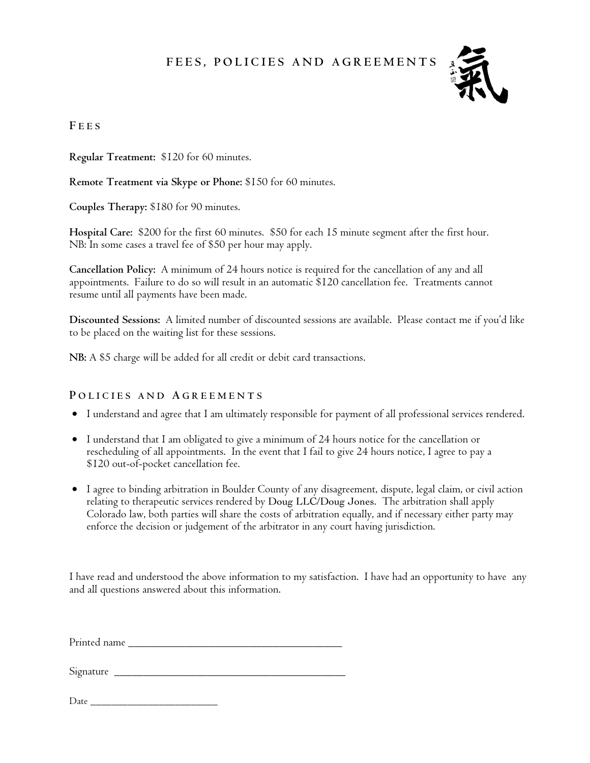# FEES, POLICIES AND AGREEMENTS

氣

## Fees

**Regular Treatment:** $120 for 60 minutes.

**Remote Treatment via Skype or Phone:** $150 for 60 minutes.

**Couples Therapy:** $180 for 90 minutes.

**Hospital Care:** $200 for the first 60 minutes. $50 for each 15 minute segment after the first hour.
NB: In some cases a travel fee of $50 per hour may apply.

**Cancellation Policy:** A minimum of 24 hours notice is required for the cancellation of any and all appointments. Failure to do so will result in an automatic $120 cancellation fee. Treatments cannot resume until all payments have been made.

**Discounted Sessions:** A limited number of discounted sessions are available. Please contact me if you'd like to be placed on the waiting list for these sessions.

**NB:** A $5 charge will be added for all credit or debit card transactions.

## Policies and Agreements

- I understand and agree that I am ultimately responsible for payment of all professional services rendered.
- I understand that I am obligated to give a minimum of 24 hours notice for the cancellation or rescheduling of all appointments. In the event that I fail to give 24 hours notice, I agree to pay a $120 out-of-pocket cancellation fee.
- I agree to binding arbitration in Boulder County of any disagreement, dispute, legal claim, or civil action relating to therapeutic services rendered by Doug LLC/Doug Jones. The arbitration shall apply Colorado law, both parties will share the costs of arbitration equally, and if necessary either party may enforce the decision or judgement of the arbitrator in any court having jurisdiction.

I have read and understood the above information to my satisfaction. I have had an opportunity to have any and all questions answered about this information.

Printed name ______________________________

Signature ______________________________

Date ____________________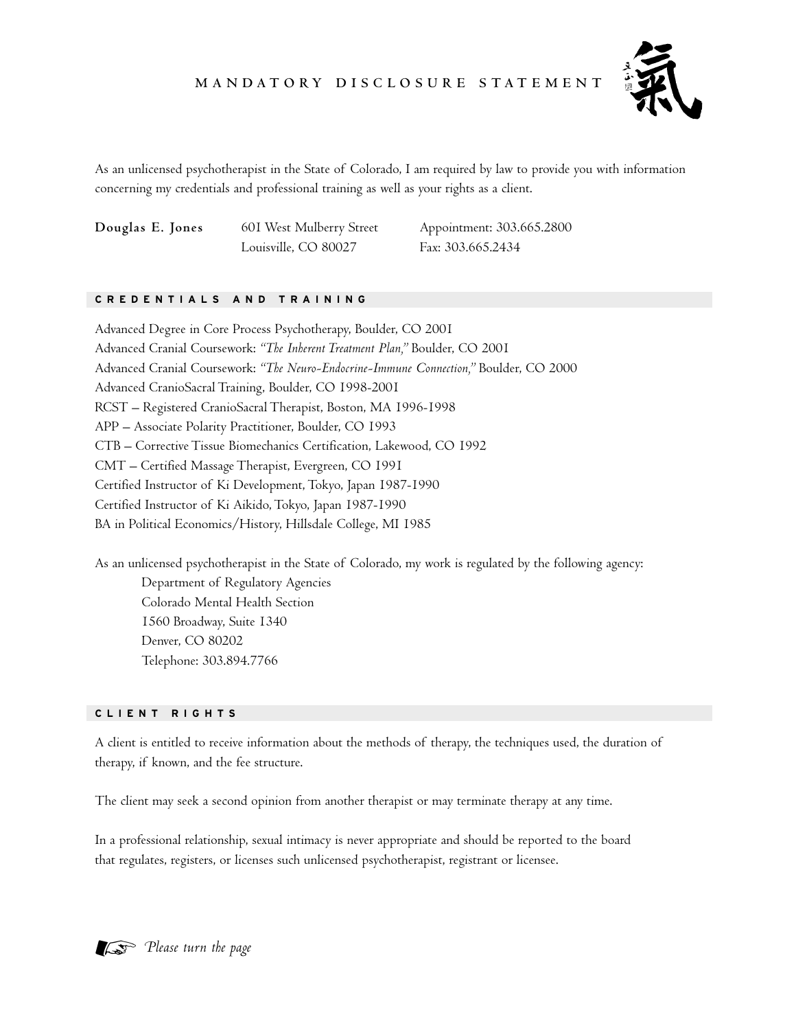# MANDATORY DISCLOSURE STATEMENT

As an unlicensed psychotherapist in the State of Colorado, I am required by law to provide you with information concerning my credentials and professional training as well as your rights as a client.

**Douglas E. Jones**
601 West Mulberry Street
Louisville, CO 80027
Appointment: 303.665.2800
Fax: 303.665.2434

## CREDENTIALS AND TRAINING

Advanced Degree in Core Process Psychotherapy, Boulder, CO 2001
Advanced Cranial Coursework: *"The Inherent Treatment Plan,"* Boulder, CO 2001
Advanced Cranial Coursework: *"The Neuro-Endocrine-Immune Connection,"* Boulder, CO 2000
Advanced CranioSacral Training, Boulder, CO 1998-2001
RCST – Registered CranioSacral Therapist, Boston, MA 1996-1998
APP – Associate Polarity Practitioner, Boulder, CO 1993
CTB – Corrective Tissue Biomechanics Certification, Lakewood, CO 1992
CMT – Certified Massage Therapist, Evergreen, CO 1991
Certified Instructor of Ki Development, Tokyo, Japan 1987-1990
Certified Instructor of Ki Aikido, Tokyo, Japan 1987-1990
BA in Political Economics/History, Hillsdale College, MI 1985

As an unlicensed psychotherapist in the State of Colorado, my work is regulated by the following agency:

Department of Regulatory Agencies
Colorado Mental Health Section
1560 Broadway, Suite 1340
Denver, CO 80202
Telephone: 303.894.7766

## CLIENT RIGHTS

A client is entitled to receive information about the methods of therapy, the techniques used, the duration of therapy, if known, and the fee structure.

The client may seek a second opinion from another therapist or may terminate therapy at any time.

In a professional relationship, sexual intimacy is never appropriate and should be reported to the board that regulates, registers, or licenses such unlicensed psychotherapist, registrant or licensee.

☞ *Please turn the page*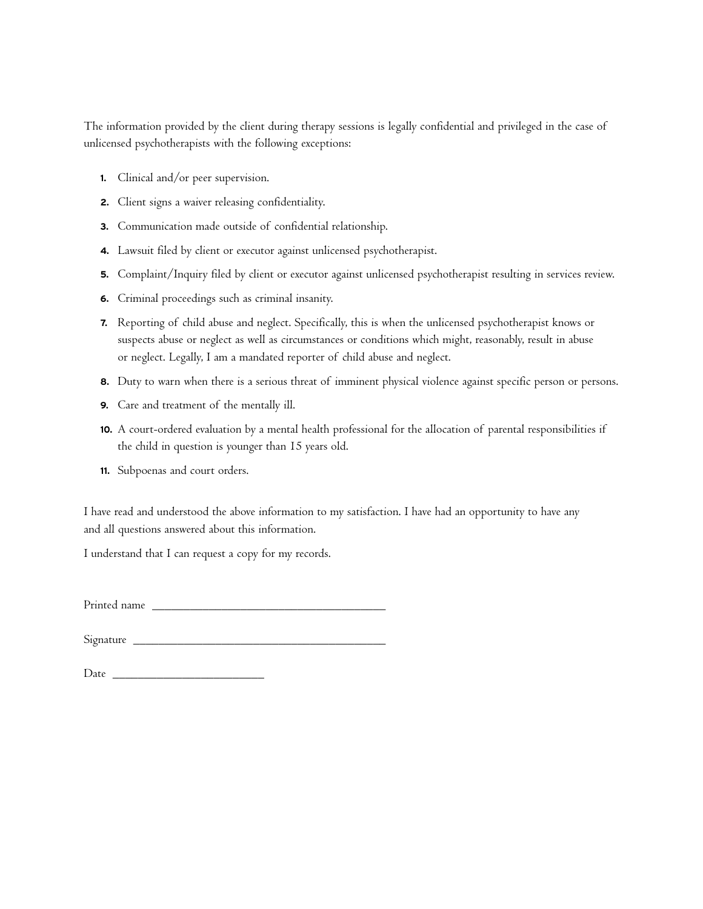The information provided by the client during therapy sessions is legally confidential and privileged in the case of unlicensed psychotherapists with the following exceptions:

1. Clinical and/or peer supervision.
2. Client signs a waiver releasing confidentiality.
3. Communication made outside of confidential relationship.
4. Lawsuit filed by client or executor against unlicensed psychotherapist.
5. Complaint/Inquiry filed by client or executor against unlicensed psychotherapist resulting in services review.
6. Criminal proceedings such as criminal insanity.
7. Reporting of child abuse and neglect. Specifically, this is when the unlicensed psychotherapist knows or suspects abuse or neglect as well as circumstances or conditions which might, reasonably, result in abuse or neglect. Legally, I am a mandated reporter of child abuse and neglect.
8. Duty to warn when there is a serious threat of imminent physical violence against specific person or persons.
9. Care and treatment of the mentally ill.
10. A court-ordered evaluation by a mental health professional for the allocation of parental responsibilities if the child in question is younger than 15 years old.
11. Subpoenas and court orders.

I have read and understood the above information to my satisfaction. I have had an opportunity to have any and all questions answered about this information.

I understand that I can request a copy for my records.

Printed name ______________________________________

Signature ________________________________________

Date _________________________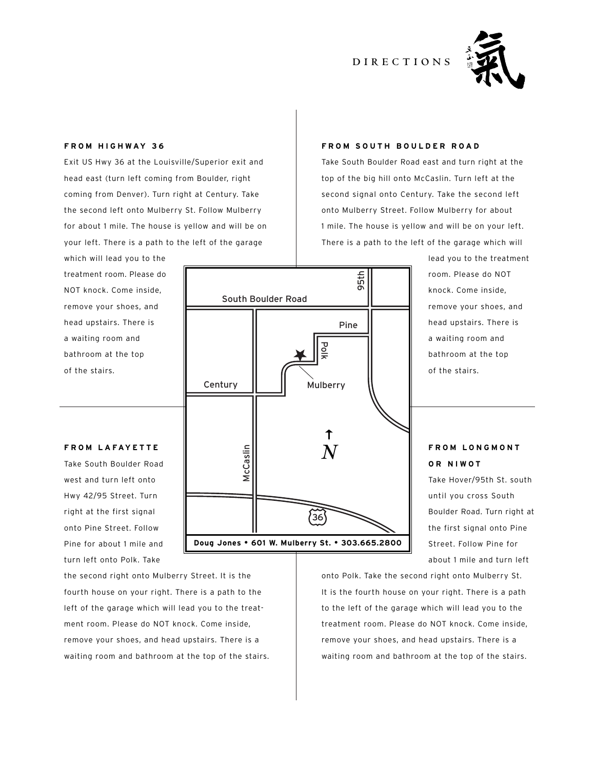# DIRECTIONS 氣

## FROM HIGHWAY 36

Exit US Hwy 36 at the Louisville/Superior exit and head east (turn left coming from Boulder, right coming from Denver). Turn right at Century. Take the second left onto Mulberry St. Follow Mulberry for about 1 mile. The house is yellow and will be on your left. There is a path to the left of the garage which will lead you to the treatment room. Please do NOT knock. Come inside, remove your shoes, and head upstairs. There is a waiting room and bathroom at the top of the stairs.

## FROM SOUTH BOULDER ROAD

Take South Boulder Road east and turn right at the top of the big hill onto McCaslin. Turn left at the second signal onto Century. Take the second left onto Mulberry Street. Follow Mulberry for about 1 mile. The house is yellow and will be on your left. There is a path to the left of the garage which will lead you to the treatment room. Please do NOT knock. Come inside, remove your shoes, and head upstairs. There is a waiting room and bathroom at the top of the stairs.

South Boulder Road
95th
Pine
Polk
Century
Mulberry
McCaslin
N
36

**Doug Jones • 601 W. Mulberry St. • 303.665.2800**

## FROM LAFAYETTE

Take South Boulder Road west and turn left onto Hwy 42/95 Street. Turn right at the first signal onto Pine Street. Follow Pine for about 1 mile and turn left onto Polk. Take the second right onto Mulberry Street. It is the fourth house on your right. There is a path to the left of the garage which will lead you to the treatment room. Please do NOT knock. Come inside, remove your shoes, and head upstairs. There is a waiting room and bathroom at the top of the stairs.

## FROM LONGMONT OR NIWOT

Take Hover/95th St. south until you cross South Boulder Road. Turn right at the first signal onto Pine Street. Follow Pine for about 1 mile and turn left onto Polk. Take the second right onto Mulberry St. It is the fourth house on your right. There is a path to the left of the garage which will lead you to the treatment room. Please do NOT knock. Come inside, remove your shoes, and head upstairs. There is a waiting room and bathroom at the top of the stairs.